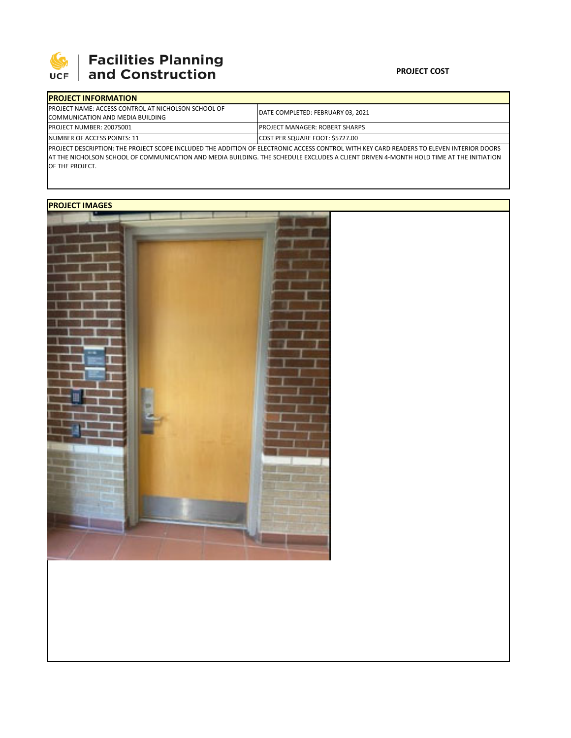**Facilities Planning and Construction**

**PROJECT COST**

| **PROJECT INFORMATION** | |
|---|---|
| PROJECT NAME: ACCESS CONTROL AT NICHOLSON SCHOOL OF COMMUNICATION AND MEDIA BUILDING | DATE COMPLETED: FEBRUARY 03, 2021 |
| PROJECT NUMBER: 20075001 | PROJECT MANAGER: ROBERT SHARPS |
| NUMBER OF ACCESS POINTS: 11 | COST PER SQUARE FOOT: $5727.00 |

PROJECT DESCRIPTION: THE PROJECT SCOPE INCLUDED THE ADDITION OF ELECTRONIC ACCESS CONTROL WITH KEY CARD READERS TO ELEVEN INTERIOR DOORS AT THE NICHOLSON SCHOOL OF COMMUNICATION AND MEDIA BUILDING. THE SCHEDULE EXCLUDES A CLIENT DRIVEN 4-MONTH HOLD TIME AT THE INITIATION OF THE PROJECT.

**PROJECT IMAGES**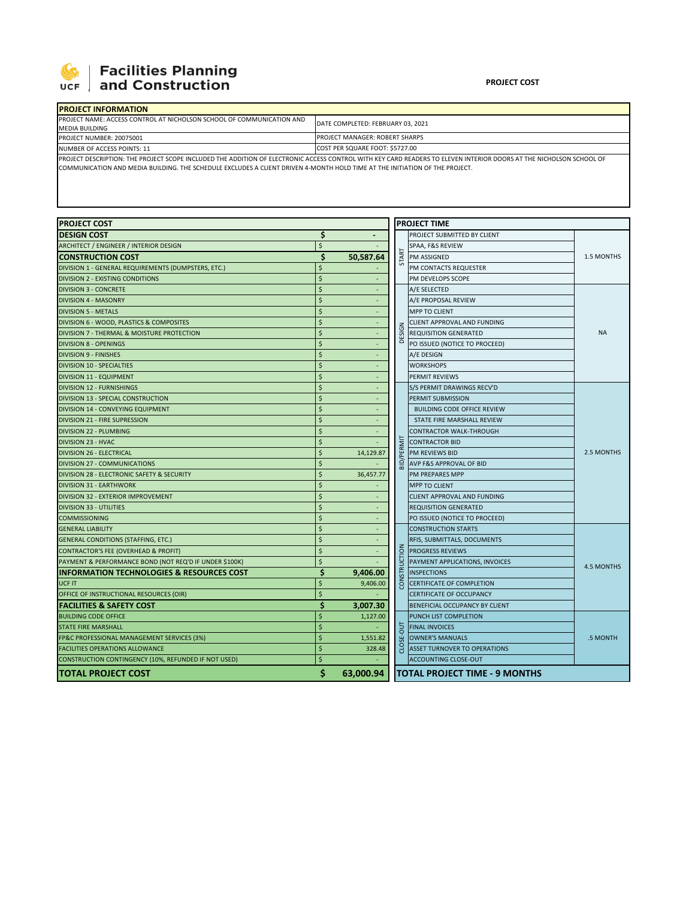**Facilities Planning and Construction**

**PROJECT COST**

| **PROJECT INFORMATION** | |
|---|---|
| PROJECT NAME: ACCESS CONTROL AT NICHOLSON SCHOOL OF COMMUNICATION AND MEDIA BUILDING | DATE COMPLETED: FEBRUARY 03, 2021 |
| PROJECT NUMBER: 20075001 | PROJECT MANAGER: ROBERT SHARPS |
| NUMBER OF ACCESS POINTS: 11 | COST PER SQUARE FOOT: $5727.00 |

PROJECT DESCRIPTION: THE PROJECT SCOPE INCLUDED THE ADDITION OF ELECTRONIC ACCESS CONTROL WITH KEY CARD READERS TO ELEVEN INTERIOR DOORS AT THE NICHOLSON SCHOOL OF COMMUNICATION AND MEDIA BUILDING. THE SCHEDULE EXCLUDES A CLIENT DRIVEN 4-MONTH HOLD TIME AT THE INITIATION OF THE PROJECT.

| **PROJECT COST** | | |
|---|---|---|
| **DESIGN COST** | **$** | **-** |
| ARCHITECT / ENGINEER / INTERIOR DESIGN | $ | - |
| **CONSTRUCTION COST** | **$** | **50,587.64** |
| DIVISION 1 - GENERAL REQUIREMENTS (DUMPSTERS, ETC.) | $ | - |
| DIVISION 2 - EXISTING CONDITIONS | $ | - |
| DIVISION 3 - CONCRETE | $ | - |
| DIVISION 4 - MASONRY | $ | - |
| DIVISION 5 - METALS | $ | - |
| DIVISION 6 - WOOD, PLASTICS & COMPOSITES | $ | - |
| DIVISION 7 - THERMAL & MOISTURE PROTECTION | $ | - |
| DIVISION 8 - OPENINGS | $ | - |
| DIVISION 9 - FINISHES | $ | - |
| DIVISION 10 - SPECIALTIES | $ | - |
| DIVISION 11 - EQUIPMENT | $ | - |
| DIVISION 12 - FURNISHINGS | $ | - |
| DIVISION 13 - SPECIAL CONSTRUCTION | $ | - |
| DIVISION 14 - CONVEYING EQUIPMENT | $ | - |
| DIVISION 21 - FIRE SUPRESSION | $ | - |
| DIVISION 22 - PLUMBING | $ | - |
| DIVISION 23 - HVAC | $ | - |
| DIVISION 26 - ELECTRICAL | $ | 14,129.87 |
| DIVISION 27 - COMMUNICATIONS | $ | - |
| DIVISION 28 - ELECTRONIC SAFETY & SECURITY | $ | 36,457.77 |
| DIVISION 31 - EARTHWORK | $ | - |
| DIVISION 32 - EXTERIOR IMPROVEMENT | $ | - |
| DIVISION 33 - UTILITIES | $ | - |
| COMMISSIONING | $ | - |
| GENERAL LIABILITY | $ | - |
| GENERAL CONDITIONS (STAFFING, ETC.) | $ | - |
| CONTRACTOR'S FEE (OVERHEAD & PROFIT) | $ | - |
| PAYMENT & PERFORMANCE BOND (NOT REQ'D IF UNDER $100K) | $ | - |
| **INFORMATION TECHNOLOGIES & RESOURCES COST** | **$** | **9,406.00** |
| UCF IT | $ | 9,406.00 |
| OFFICE OF INSTRUCTIONAL RESOURCES (OIR) | $ | - |
| **FACILITIES & SAFETY COST** | **$** | **3,007.30** |
| BUILDING CODE OFFICE | $ | 1,127.00 |
| STATE FIRE MARSHALL | $ | - |
| FP&C PROFESSIONAL MANAGEMENT SERVICES (3%) | $ | 1,551.82 |
| FACILITIES OPERATIONS ALLOWANCE | $ | 328.48 |
| CONSTRUCTION CONTINGENCY (10%, REFUNDED IF NOT USED) | $ | - |
| **TOTAL PROJECT COST** | **$** | **63,000.94** |

| **PROJECT TIME** | | |
|---|---|---|
| START | PROJECT SUBMITTED BY CLIENT | 1.5 MONTHS |
| | SPAA, F&S REVIEW | |
| | PM ASSIGNED | |
| | PM CONTACTS REQUESTER | |
| | PM DEVELOPS SCOPE | |
| DESIGN | A/E SELECTED | NA |
| | A/E PROPOSAL REVIEW | |
| | MPP TO CLIENT | |
| | CLIENT APPROVAL AND FUNDING | |
| | REQUISITION GENERATED | |
| | PO ISSUED (NOTICE TO PROCEED) | |
| | A/E DESIGN | |
| | WORKSHOPS | |
| | PERMIT REVIEWS | |
| BID/PERMIT | S/S PERMIT DRAWINGS RECV'D | 2.5 MONTHS |
| | PERMIT SUBMISSION | |
| | BUILDING CODE OFFICE REVIEW | |
| | STATE FIRE MARSHALL REVIEW | |
| | CONTRACTOR WALK-THROUGH | |
| | CONTRACTOR BID | |
| | PM REVIEWS BID | |
| | AVP F&S APPROVAL OF BID | |
| | PM PREPARES MPP | |
| | MPP TO CLIENT | |
| | CLIENT APPROVAL AND FUNDING | |
| | REQUISITION GENERATED | |
| | PO ISSUED (NOTICE TO PROCEED) | |
| CONSTRUCTION | CONSTRUCTION STARTS | 4.5 MONTHS |
| | RFIS, SUBMITTALS, DOCUMENTS | |
| | PROGRESS REVIEWS | |
| | PAYMENT APPLICATIONS, INVOICES | |
| | INSPECTIONS | |
| | CERTIFICATE OF COMPLETION | |
| | CERTIFICATE OF OCCUPANCY | |
| | BENEFICIAL OCCUPANCY BY CLIENT | |
| CLOSE-OUT | PUNCH LIST COMPLETION | .5 MONTH |
| | FINAL INVOICES | |
| | OWNER'S MANUALS | |
| | ASSET TURNOVER TO OPERATIONS | |
| | ACCOUNTING CLOSE-OUT | |
| **TOTAL PROJECT TIME - 9 MONTHS** | | |